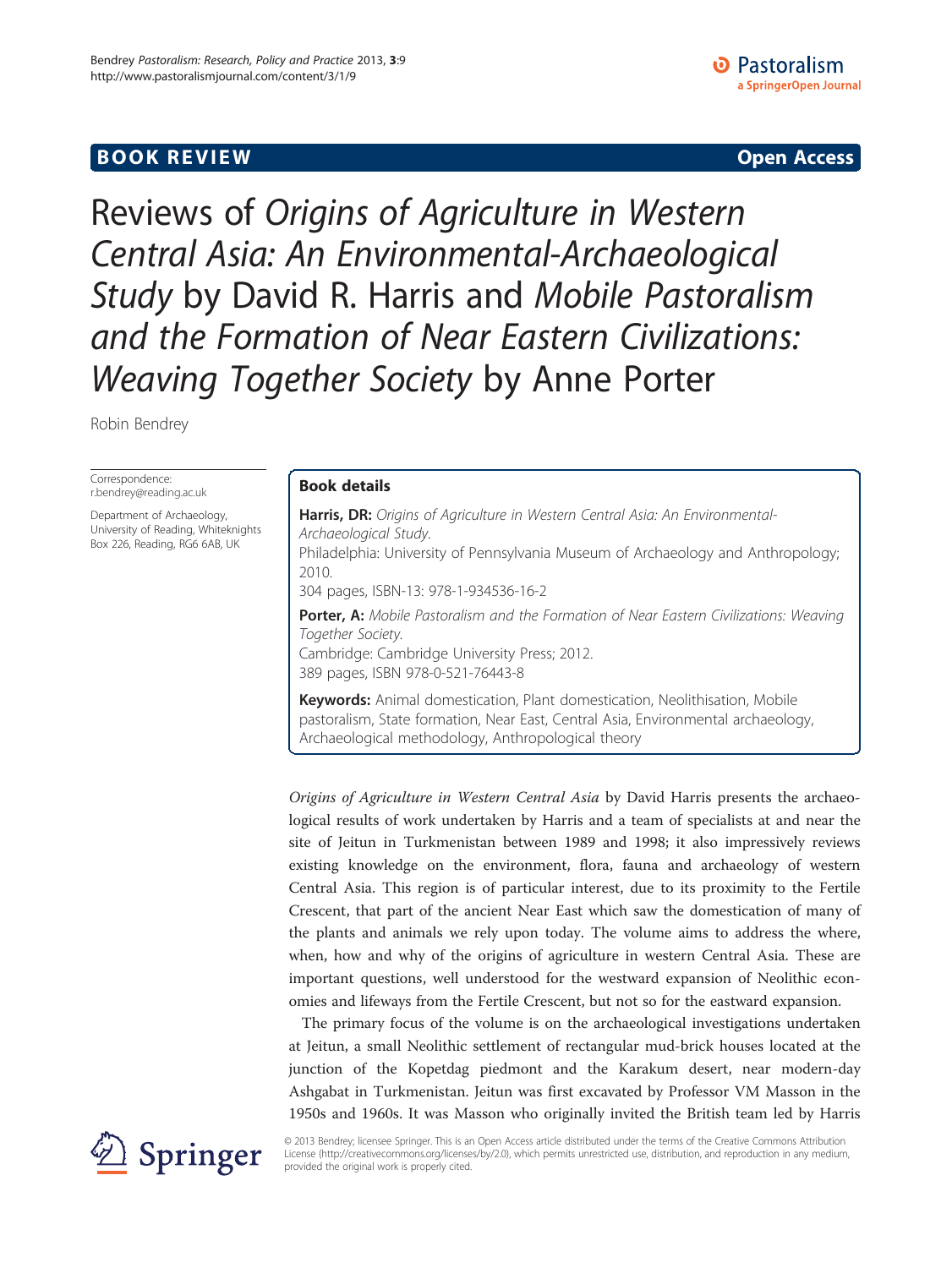**BOOK REVIEW** **Open Access**

# Reviews of *Origins of Agriculture in Western Central Asia: An Environmental-Archaeological Study* by David R. Harris and *Mobile Pastoralism and the Formation of Near Eastern Civilizations: Weaving Together Society* by Anne Porter

Robin Bendrey

Correspondence: r.bendrey@reading.ac.uk

Department of Archaeology, University of Reading, Whiteknights Box 226, Reading, RG6 6AB, UK

## Book details

**Harris, DR:** *Origins of Agriculture in Western Central Asia: An Environmental-Archaeological Study.*
Philadelphia: University of Pennsylvania Museum of Archaeology and Anthropology; 2010.
304 pages, ISBN-13: 978-1-934536-16-2

**Porter, A:** *Mobile Pastoralism and the Formation of Near Eastern Civilizations: Weaving Together Society.*
Cambridge: Cambridge University Press; 2012.
389 pages, ISBN 978-0-521-76443-8

**Keywords:** Animal domestication, Plant domestication, Neolithisation, Mobile pastoralism, State formation, Near East, Central Asia, Environmental archaeology, Archaeological methodology, Anthropological theory

*Origins of Agriculture in Western Central Asia* by David Harris presents the archaeological results of work undertaken by Harris and a team of specialists at and near the site of Jeitun in Turkmenistan between 1989 and 1998; it also impressively reviews existing knowledge on the environment, flora, fauna and archaeology of western Central Asia. This region is of particular interest, due to its proximity to the Fertile Crescent, that part of the ancient Near East which saw the domestication of many of the plants and animals we rely upon today. The volume aims to address the where, when, how and why of the origins of agriculture in western Central Asia. These are important questions, well understood for the westward expansion of Neolithic economies and lifeways from the Fertile Crescent, but not so for the eastward expansion.

The primary focus of the volume is on the archaeological investigations undertaken at Jeitun, a small Neolithic settlement of rectangular mud-brick houses located at the junction of the Kopetdag piedmont and the Karakum desert, near modern-day Ashgabat in Turkmenistan. Jeitun was first excavated by Professor VM Masson in the 1950s and 1960s. It was Masson who originally invited the British team led by Harris

© 2013 Bendrey; licensee Springer. This is an Open Access article distributed under the terms of the Creative Commons Attribution License (http://creativecommons.org/licenses/by/2.0), which permits unrestricted use, distribution, and reproduction in any medium, provided the original work is properly cited.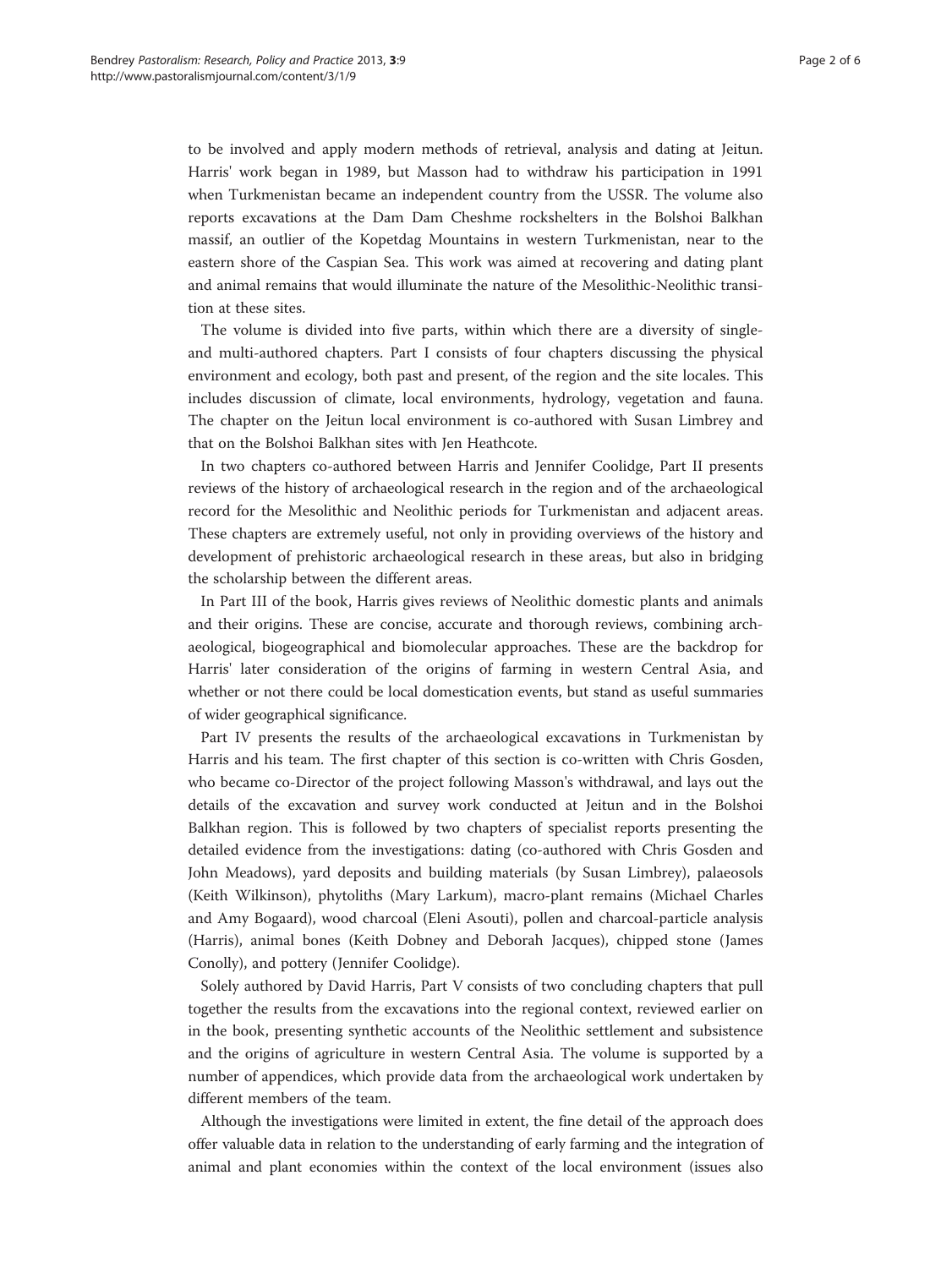to be involved and apply modern methods of retrieval, analysis and dating at Jeitun. Harris' work began in 1989, but Masson had to withdraw his participation in 1991 when Turkmenistan became an independent country from the USSR. The volume also reports excavations at the Dam Dam Cheshme rockshelters in the Bolshoi Balkhan massif, an outlier of the Kopetdag Mountains in western Turkmenistan, near to the eastern shore of the Caspian Sea. This work was aimed at recovering and dating plant and animal remains that would illuminate the nature of the Mesolithic-Neolithic transition at these sites.

The volume is divided into five parts, within which there are a diversity of single- and multi-authored chapters. Part I consists of four chapters discussing the physical environment and ecology, both past and present, of the region and the site locales. This includes discussion of climate, local environments, hydrology, vegetation and fauna. The chapter on the Jeitun local environment is co-authored with Susan Limbrey and that on the Bolshoi Balkhan sites with Jen Heathcote.

In two chapters co-authored between Harris and Jennifer Coolidge, Part II presents reviews of the history of archaeological research in the region and of the archaeological record for the Mesolithic and Neolithic periods for Turkmenistan and adjacent areas. These chapters are extremely useful, not only in providing overviews of the history and development of prehistoric archaeological research in these areas, but also in bridging the scholarship between the different areas.

In Part III of the book, Harris gives reviews of Neolithic domestic plants and animals and their origins. These are concise, accurate and thorough reviews, combining archaeological, biogeographical and biomolecular approaches. These are the backdrop for Harris' later consideration of the origins of farming in western Central Asia, and whether or not there could be local domestication events, but stand as useful summaries of wider geographical significance.

Part IV presents the results of the archaeological excavations in Turkmenistan by Harris and his team. The first chapter of this section is co-written with Chris Gosden, who became co-Director of the project following Masson's withdrawal, and lays out the details of the excavation and survey work conducted at Jeitun and in the Bolshoi Balkhan region. This is followed by two chapters of specialist reports presenting the detailed evidence from the investigations: dating (co-authored with Chris Gosden and John Meadows), yard deposits and building materials (by Susan Limbrey), palaeosols (Keith Wilkinson), phytoliths (Mary Larkum), macro-plant remains (Michael Charles and Amy Bogaard), wood charcoal (Eleni Asouti), pollen and charcoal-particle analysis (Harris), animal bones (Keith Dobney and Deborah Jacques), chipped stone (James Conolly), and pottery (Jennifer Coolidge).

Solely authored by David Harris, Part V consists of two concluding chapters that pull together the results from the excavations into the regional context, reviewed earlier on in the book, presenting synthetic accounts of the Neolithic settlement and subsistence and the origins of agriculture in western Central Asia. The volume is supported by a number of appendices, which provide data from the archaeological work undertaken by different members of the team.

Although the investigations were limited in extent, the fine detail of the approach does offer valuable data in relation to the understanding of early farming and the integration of animal and plant economies within the context of the local environment (issues also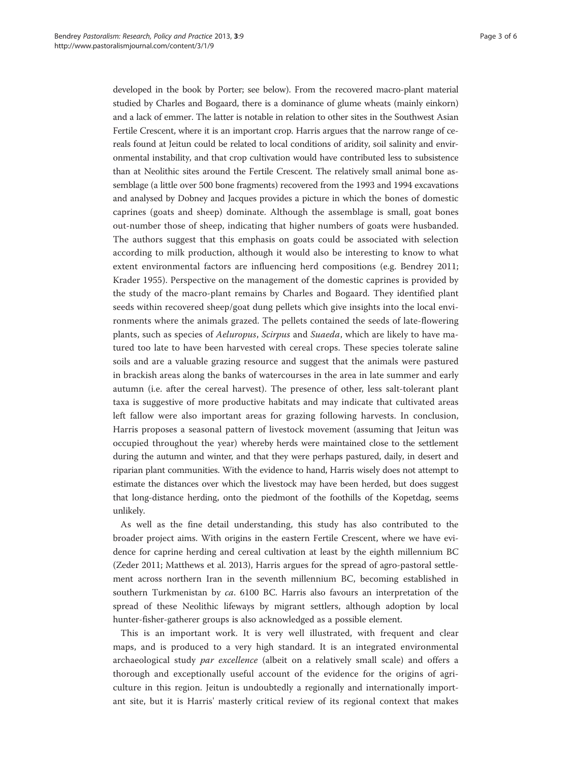developed in the book by Porter; see below). From the recovered macro-plant material studied by Charles and Bogaard, there is a dominance of glume wheats (mainly einkorn) and a lack of emmer. The latter is notable in relation to other sites in the Southwest Asian Fertile Crescent, where it is an important crop. Harris argues that the narrow range of cereals found at Jeitun could be related to local conditions of aridity, soil salinity and environmental instability, and that crop cultivation would have contributed less to subsistence than at Neolithic sites around the Fertile Crescent. The relatively small animal bone assemblage (a little over 500 bone fragments) recovered from the 1993 and 1994 excavations and analysed by Dobney and Jacques provides a picture in which the bones of domestic caprines (goats and sheep) dominate. Although the assemblage is small, goat bones out-number those of sheep, indicating that higher numbers of goats were husbanded. The authors suggest that this emphasis on goats could be associated with selection according to milk production, although it would also be interesting to know to what extent environmental factors are influencing herd compositions (e.g. Bendrey 2011; Krader 1955). Perspective on the management of the domestic caprines is provided by the study of the macro-plant remains by Charles and Bogaard. They identified plant seeds within recovered sheep/goat dung pellets which give insights into the local environments where the animals grazed. The pellets contained the seeds of late-flowering plants, such as species of *Aeluropus*, *Scirpus* and *Suaeda*, which are likely to have matured too late to have been harvested with cereal crops. These species tolerate saline soils and are a valuable grazing resource and suggest that the animals were pastured in brackish areas along the banks of watercourses in the area in late summer and early autumn (i.e. after the cereal harvest). The presence of other, less salt-tolerant plant taxa is suggestive of more productive habitats and may indicate that cultivated areas left fallow were also important areas for grazing following harvests. In conclusion, Harris proposes a seasonal pattern of livestock movement (assuming that Jeitun was occupied throughout the year) whereby herds were maintained close to the settlement during the autumn and winter, and that they were perhaps pastured, daily, in desert and riparian plant communities. With the evidence to hand, Harris wisely does not attempt to estimate the distances over which the livestock may have been herded, but does suggest that long-distance herding, onto the piedmont of the foothills of the Kopetdag, seems unlikely.

As well as the fine detail understanding, this study has also contributed to the broader project aims. With origins in the eastern Fertile Crescent, where we have evidence for caprine herding and cereal cultivation at least by the eighth millennium BC (Zeder 2011; Matthews et al. 2013), Harris argues for the spread of agro-pastoral settlement across northern Iran in the seventh millennium BC, becoming established in southern Turkmenistan by *ca*. 6100 BC. Harris also favours an interpretation of the spread of these Neolithic lifeways by migrant settlers, although adoption by local hunter-fisher-gatherer groups is also acknowledged as a possible element.

This is an important work. It is very well illustrated, with frequent and clear maps, and is produced to a very high standard. It is an integrated environmental archaeological study *par excellence* (albeit on a relatively small scale) and offers a thorough and exceptionally useful account of the evidence for the origins of agriculture in this region. Jeitun is undoubtedly a regionally and internationally important site, but it is Harris' masterly critical review of its regional context that makes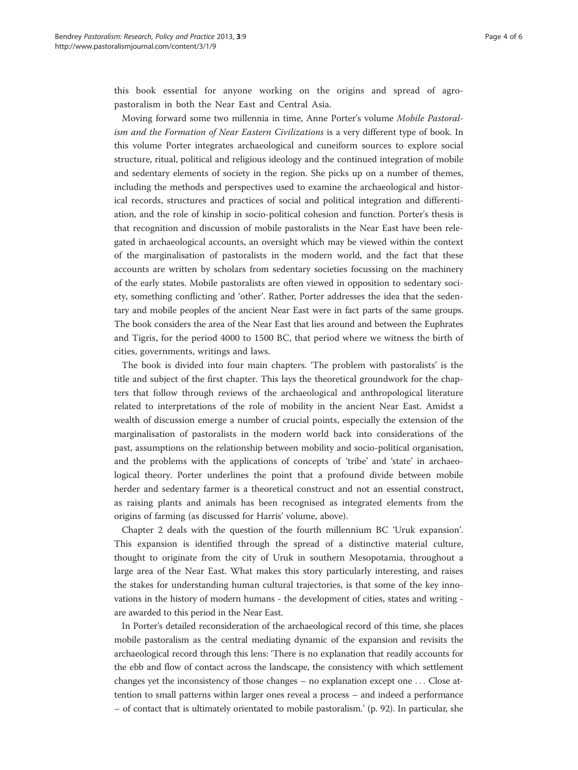this book essential for anyone working on the origins and spread of agro-pastoralism in both the Near East and Central Asia.

Moving forward some two millennia in time, Anne Porter's volume *Mobile Pastoralism and the Formation of Near Eastern Civilizations* is a very different type of book. In this volume Porter integrates archaeological and cuneiform sources to explore social structure, ritual, political and religious ideology and the continued integration of mobile and sedentary elements of society in the region. She picks up on a number of themes, including the methods and perspectives used to examine the archaeological and historical records, structures and practices of social and political integration and differentiation, and the role of kinship in socio-political cohesion and function. Porter's thesis is that recognition and discussion of mobile pastoralists in the Near East have been relegated in archaeological accounts, an oversight which may be viewed within the context of the marginalisation of pastoralists in the modern world, and the fact that these accounts are written by scholars from sedentary societies focussing on the machinery of the early states. Mobile pastoralists are often viewed in opposition to sedentary society, something conflicting and 'other'. Rather, Porter addresses the idea that the sedentary and mobile peoples of the ancient Near East were in fact parts of the same groups. The book considers the area of the Near East that lies around and between the Euphrates and Tigris, for the period 4000 to 1500 BC, that period where we witness the birth of cities, governments, writings and laws.

The book is divided into four main chapters. 'The problem with pastoralists' is the title and subject of the first chapter. This lays the theoretical groundwork for the chapters that follow through reviews of the archaeological and anthropological literature related to interpretations of the role of mobility in the ancient Near East. Amidst a wealth of discussion emerge a number of crucial points, especially the extension of the marginalisation of pastoralists in the modern world back into considerations of the past, assumptions on the relationship between mobility and socio-political organisation, and the problems with the applications of concepts of 'tribe' and 'state' in archaeological theory. Porter underlines the point that a profound divide between mobile herder and sedentary farmer is a theoretical construct and not an essential construct, as raising plants and animals has been recognised as integrated elements from the origins of farming (as discussed for Harris' volume, above).

Chapter 2 deals with the question of the fourth millennium BC 'Uruk expansion'. This expansion is identified through the spread of a distinctive material culture, thought to originate from the city of Uruk in southern Mesopotamia, throughout a large area of the Near East. What makes this story particularly interesting, and raises the stakes for understanding human cultural trajectories, is that some of the key innovations in the history of modern humans - the development of cities, states and writing - are awarded to this period in the Near East.

In Porter's detailed reconsideration of the archaeological record of this time, she places mobile pastoralism as the central mediating dynamic of the expansion and revisits the archaeological record through this lens: 'There is no explanation that readily accounts for the ebb and flow of contact across the landscape, the consistency with which settlement changes yet the inconsistency of those changes – no explanation except one . . . Close attention to small patterns within larger ones reveal a process – and indeed a performance – of contact that is ultimately orientated to mobile pastoralism.' (p. 92). In particular, she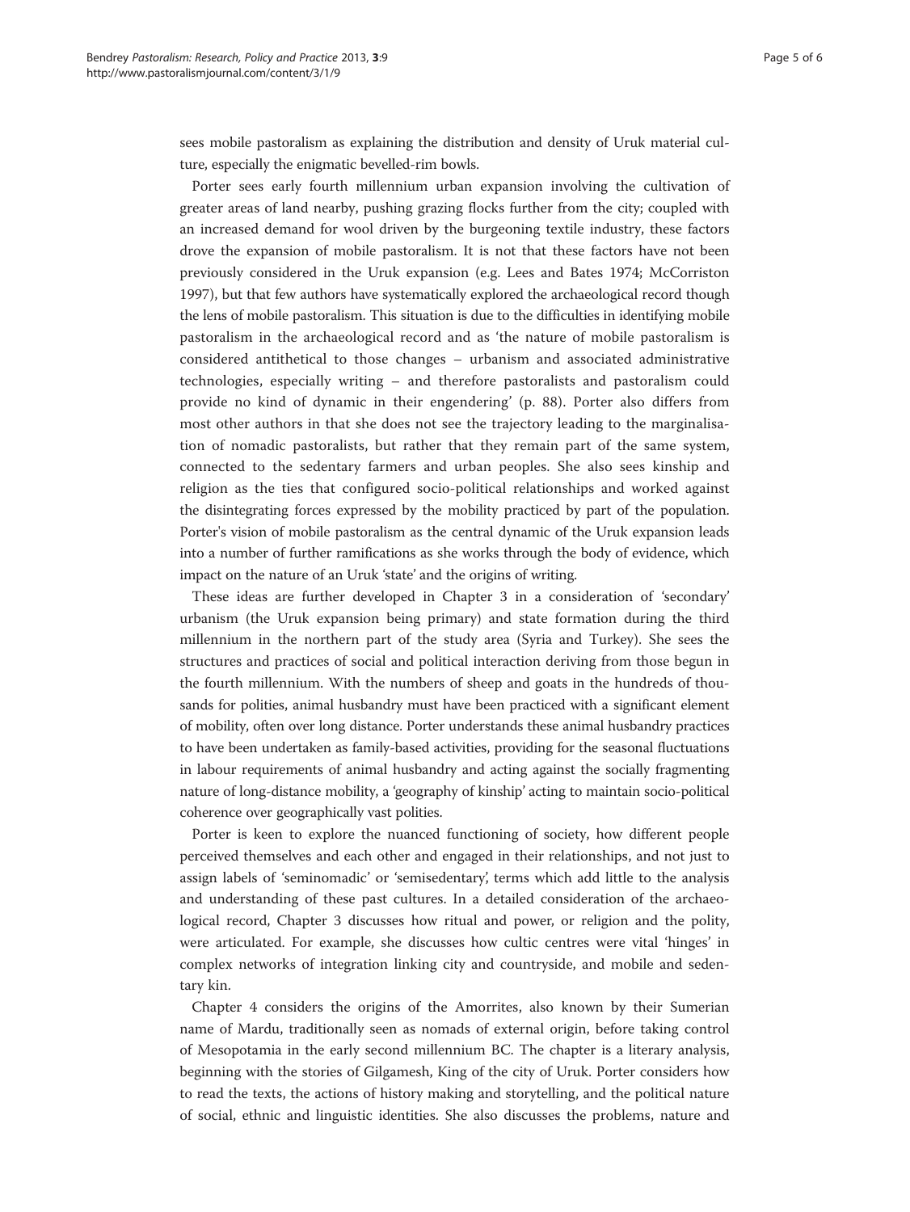sees mobile pastoralism as explaining the distribution and density of Uruk material culture, especially the enigmatic bevelled-rim bowls.

Porter sees early fourth millennium urban expansion involving the cultivation of greater areas of land nearby, pushing grazing flocks further from the city; coupled with an increased demand for wool driven by the burgeoning textile industry, these factors drove the expansion of mobile pastoralism. It is not that these factors have not been previously considered in the Uruk expansion (e.g. Lees and Bates 1974; McCorriston 1997), but that few authors have systematically explored the archaeological record though the lens of mobile pastoralism. This situation is due to the difficulties in identifying mobile pastoralism in the archaeological record and as 'the nature of mobile pastoralism is considered antithetical to those changes – urbanism and associated administrative technologies, especially writing – and therefore pastoralists and pastoralism could provide no kind of dynamic in their engendering' (p. 88). Porter also differs from most other authors in that she does not see the trajectory leading to the marginalisation of nomadic pastoralists, but rather that they remain part of the same system, connected to the sedentary farmers and urban peoples. She also sees kinship and religion as the ties that configured socio-political relationships and worked against the disintegrating forces expressed by the mobility practiced by part of the population. Porter's vision of mobile pastoralism as the central dynamic of the Uruk expansion leads into a number of further ramifications as she works through the body of evidence, which impact on the nature of an Uruk 'state' and the origins of writing.

These ideas are further developed in Chapter 3 in a consideration of 'secondary' urbanism (the Uruk expansion being primary) and state formation during the third millennium in the northern part of the study area (Syria and Turkey). She sees the structures and practices of social and political interaction deriving from those begun in the fourth millennium. With the numbers of sheep and goats in the hundreds of thousands for polities, animal husbandry must have been practiced with a significant element of mobility, often over long distance. Porter understands these animal husbandry practices to have been undertaken as family-based activities, providing for the seasonal fluctuations in labour requirements of animal husbandry and acting against the socially fragmenting nature of long-distance mobility, a 'geography of kinship' acting to maintain socio-political coherence over geographically vast polities.

Porter is keen to explore the nuanced functioning of society, how different people perceived themselves and each other and engaged in their relationships, and not just to assign labels of 'seminomadic' or 'semisedentary', terms which add little to the analysis and understanding of these past cultures. In a detailed consideration of the archaeological record, Chapter 3 discusses how ritual and power, or religion and the polity, were articulated. For example, she discusses how cultic centres were vital 'hinges' in complex networks of integration linking city and countryside, and mobile and sedentary kin.

Chapter 4 considers the origins of the Amorrites, also known by their Sumerian name of Mardu, traditionally seen as nomads of external origin, before taking control of Mesopotamia in the early second millennium BC. The chapter is a literary analysis, beginning with the stories of Gilgamesh, King of the city of Uruk. Porter considers how to read the texts, the actions of history making and storytelling, and the political nature of social, ethnic and linguistic identities. She also discusses the problems, nature and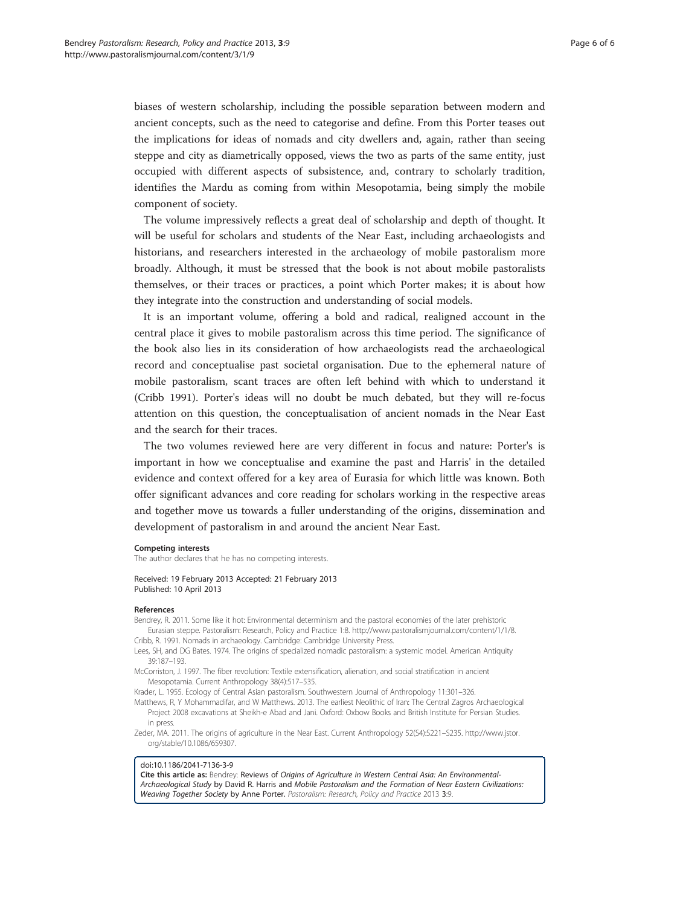biases of western scholarship, including the possible separation between modern and ancient concepts, such as the need to categorise and define. From this Porter teases out the implications for ideas of nomads and city dwellers and, again, rather than seeing steppe and city as diametrically opposed, views the two as parts of the same entity, just occupied with different aspects of subsistence, and, contrary to scholarly tradition, identifies the Mardu as coming from within Mesopotamia, being simply the mobile component of society.

The volume impressively reflects a great deal of scholarship and depth of thought. It will be useful for scholars and students of the Near East, including archaeologists and historians, and researchers interested in the archaeology of mobile pastoralism more broadly. Although, it must be stressed that the book is not about mobile pastoralists themselves, or their traces or practices, a point which Porter makes; it is about how they integrate into the construction and understanding of social models.

It is an important volume, offering a bold and radical, realigned account in the central place it gives to mobile pastoralism across this time period. The significance of the book also lies in its consideration of how archaeologists read the archaeological record and conceptualise past societal organisation. Due to the ephemeral nature of mobile pastoralism, scant traces are often left behind with which to understand it (Cribb 1991). Porter's ideas will no doubt be much debated, but they will re-focus attention on this question, the conceptualisation of ancient nomads in the Near East and the search for their traces.

The two volumes reviewed here are very different in focus and nature: Porter's is important in how we conceptualise and examine the past and Harris' in the detailed evidence and context offered for a key area of Eurasia for which little was known. Both offer significant advances and core reading for scholars working in the respective areas and together move us towards a fuller understanding of the origins, dissemination and development of pastoralism in and around the ancient Near East.

#### Competing interests

The author declares that he has no competing interests.

Received: 19 February 2013 Accepted: 21 February 2013
Published: 10 April 2013

#### References

Bendrey, R. 2011. Some like it hot: Environmental determinism and the pastoral economies of the later prehistoric Eurasian steppe. Pastoralism: Research, Policy and Practice 1:8. http://www.pastoralismjournal.com/content/1/1/8.

Cribb, R. 1991. Nomads in archaeology. Cambridge: Cambridge University Press.

Lees, SH, and DG Bates. 1974. The origins of specialized nomadic pastoralism: a systemic model. American Antiquity 39:187–193.

McCorriston, J. 1997. The fiber revolution: Textile extensification, alienation, and social stratification in ancient Mesopotamia. Current Anthropology 38(4):517–535.

Krader, L. 1955. Ecology of Central Asian pastoralism. Southwestern Journal of Anthropology 11:301–326.

Matthews, R, Y Mohammadifar, and W Matthews. 2013. The earliest Neolithic of Iran: The Central Zagros Archaeological Project 2008 excavations at Sheikh-e Abad and Jani. Oxford: Oxbow Books and British Institute for Persian Studies. in press.

Zeder, MA. 2011. The origins of agriculture in the Near East. Current Anthropology 52(S4):S221–S235. http://www.jstor.org/stable/10.1086/659307.

doi:10.1186/2041-7136-3-9

**Cite this article as:** Bendrey: Reviews of *Origins of Agriculture in Western Central Asia: An Environmental-Archaeological Study* by David R. Harris and *Mobile Pastoralism and the Formation of Near Eastern Civilizations: Weaving Together Society* by Anne Porter. *Pastoralism: Research, Policy and Practice* 2013 **3**:9.